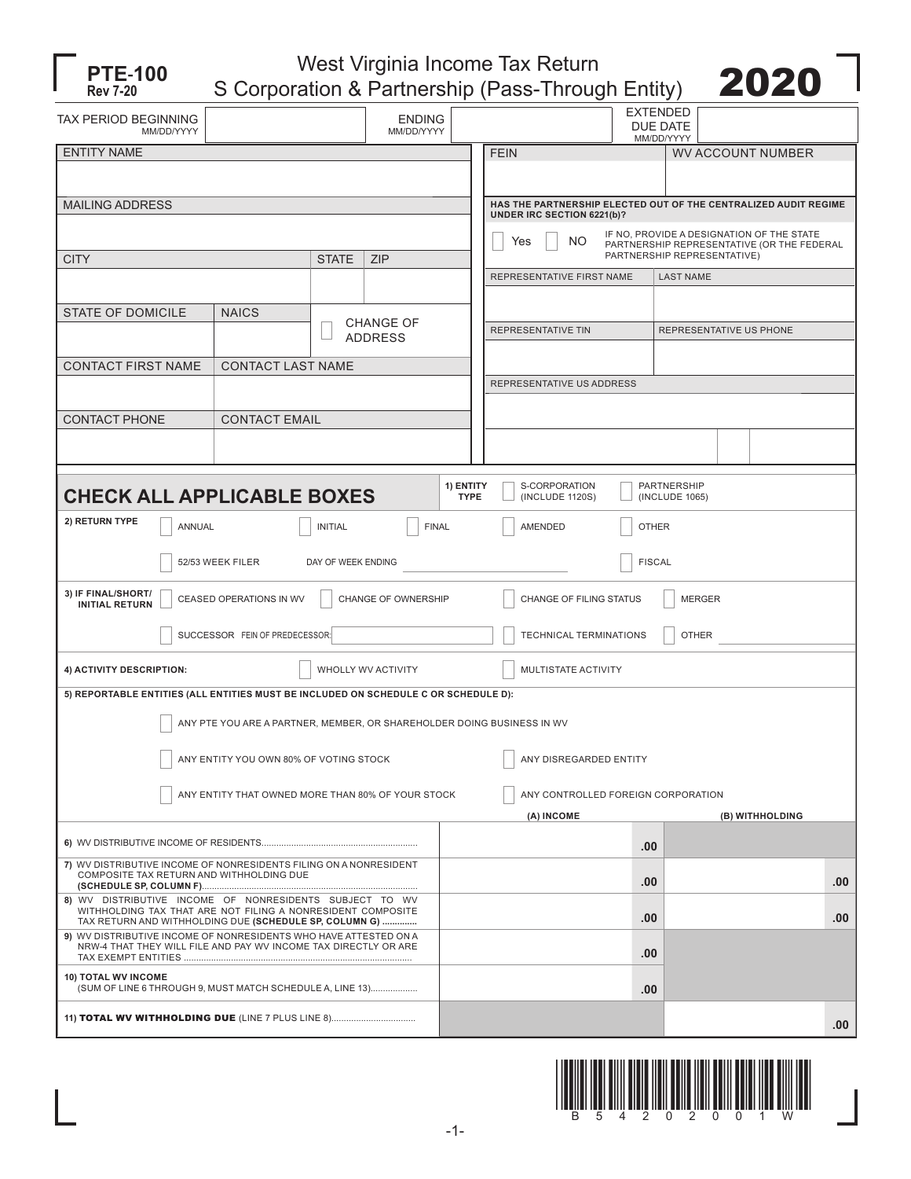# PTE-100
Rev 7-20

## West Virginia Income Tax Return
## S Corporation & Partnership (Pass-Through Entity)

**2020**

| TAX PERIOD BEGINNING MM/DD/YYYY | | ENDING MM/DD/YYYY | | EXTENDED DUE DATE MM/DD/YYYY | |
|---|---|---|---|---|---|

ENTITY NAME

MAILING ADDRESS

| CITY | STATE | ZIP |
|---|---|---|
| | | |

| STATE OF DOMICILE | NAICS | CHANGE OF ADDRESS |
|---|---|---|
| | | ☐ |

| CONTACT FIRST NAME | CONTACT LAST NAME |
|---|---|
| | |

| CONTACT PHONE | CONTACT EMAIL |
|---|---|
| | |

| FEIN | WV ACCOUNT NUMBER |
|---|---|
| | |

**HAS THE PARTNERSHIP ELECTED OUT OF THE CENTRALIZED AUDIT REGIME UNDER IRC SECTION 6221(b)?**

☐ Yes ☐ NO — IF NO, PROVIDE A DESIGNATION OF THE STATE PARTNERSHIP REPRESENTATIVE (OR THE FEDERAL PARTNERSHIP REPRESENTATIVE)

| REPRESENTATIVE FIRST NAME | LAST NAME |
|---|---|
| | |

| REPRESENTATIVE TIN | REPRESENTATIVE US PHONE |
|---|---|
| | |

REPRESENTATIVE US ADDRESS

## CHECK ALL APPLICABLE BOXES

**1) ENTITY TYPE** ☐ S-CORPORATION (INCLUDE 1120S) ☐ PARTNERSHIP (INCLUDE 1065)

**2) RETURN TYPE** ☐ ANNUAL ☐ INITIAL ☐ FINAL ☐ AMENDED ☐ OTHER

☐ 52/53 WEEK FILER DAY OF WEEK ENDING ________ ☐ FISCAL

**3) IF FINAL/SHORT/ INITIAL RETURN** ☐ CEASED OPERATIONS IN WV ☐ CHANGE OF OWNERSHIP ☐ CHANGE OF FILING STATUS ☐ MERGER

☐ SUCCESSOR FEIN OF PREDECESSOR: ________ ☐ TECHNICAL TERMINATIONS ☐ OTHER ________

**4) ACTIVITY DESCRIPTION:** ☐ WHOLLY WV ACTIVITY ☐ MULTISTATE ACTIVITY

**5) REPORTABLE ENTITIES (ALL ENTITIES MUST BE INCLUDED ON SCHEDULE C OR SCHEDULE D):**

☐ ANY PTE YOU ARE A PARTNER, MEMBER, OR SHAREHOLDER DOING BUSINESS IN WV

☐ ANY ENTITY YOU OWN 80% OF VOTING STOCK ☐ ANY DISREGARDED ENTITY

☐ ANY ENTITY THAT OWNED MORE THAN 80% OF YOUR STOCK ☐ ANY CONTROLLED FOREIGN CORPORATION

| | (A) INCOME | (B) WITHHOLDING |
|---|---|---|
| 6) WV DISTRIBUTIVE INCOME OF RESIDENTS | .00 | |
| 7) WV DISTRIBUTIVE INCOME OF NONRESIDENTS FILING ON A NONRESIDENT COMPOSITE TAX RETURN AND WITHHOLDING DUE **(SCHEDULE SP, COLUMN F)** | .00 | .00 |
| 8) WV DISTRIBUTIVE INCOME OF NONRESIDENTS SUBJECT TO WV WITHHOLDING TAX THAT ARE NOT FILING A NONRESIDENT COMPOSITE TAX RETURN AND WITHHOLDING DUE **(SCHEDULE SP, COLUMN G)** | .00 | .00 |
| 9) WV DISTRIBUTIVE INCOME OF NONRESIDENTS WHO HAVE ATTESTED ON A NRW-4 THAT THEY WILL FILE AND PAY WV INCOME TAX DIRECTLY OR ARE TAX EXEMPT ENTITIES | .00 | |
| **10) TOTAL WV INCOME** (SUM OF LINE 6 THROUGH 9, MUST MATCH SCHEDULE A, LINE 13) | .00 | |
| **11) TOTAL WV WITHHOLDING DUE** (LINE 7 PLUS LINE 8) | | .00 |

B 5 4 2 0 2 0 0 1 W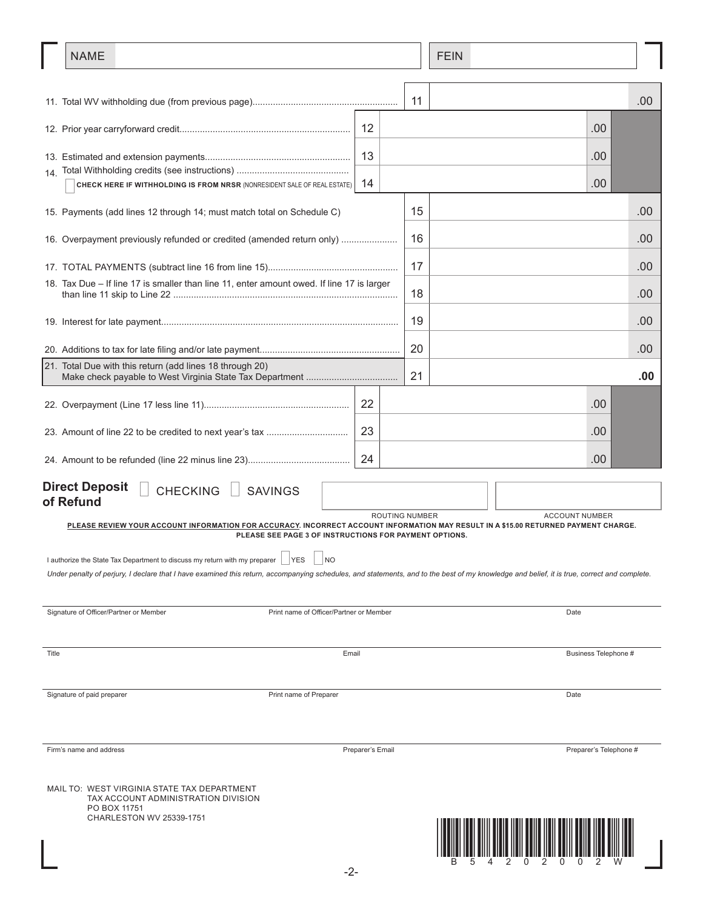| NAME | | FEIN | |
|---|---|---|---|

| | | | | |
|---|---|---|---|---|
| 11. Total WV withholding due (from previous page)........................................................ | | | 11 | .00 |
| 12. Prior year carryforward credit.................................................................. | 12 | .00 | | |
| 13. Estimated and extension payments......................................................... | 13 | .00 | | |
| 14. Total Withholding credits (see instructions) ............................................ ☐ CHECK HERE IF WITHHOLDING IS FROM NRSR (NONRESIDENT SALE OF REAL ESTATE) | 14 | .00 | | |
| 15. Payments (add lines 12 through 14; must match total on Schedule C) | | | 15 | .00 |
| 16. Overpayment previously refunded or credited (amended return only) ...................... | | | 16 | .00 |
| 17. TOTAL PAYMENTS (subtract line 16 from line 15).................................................. | | | 17 | .00 |
| 18. Tax Due – If line 17 is smaller than line 11, enter amount owed. If line 17 is larger than line 11 skip to Line 22 ...................................................................................... | | | 18 | .00 |
| 19. Interest for late payment........................................................................................... | | | 19 | .00 |
| 20. Additions to tax for late filing and/or late payment...................................................... | | | 20 | .00 |
| 21. Total Due with this return (add lines 18 through 20) Make check payable to West Virginia State Tax Department ................................... | | | 21 | **.00** |
| 22. Overpayment (Line 17 less line 11)........................................................ | 22 | .00 | | |
| 23. Amount of line 22 to be credited to next year's tax ............................... | 23 | .00 | | |
| 24. Amount to be refunded (line 22 minus line 23)........................................ | 24 | .00 | | |

**Direct Deposit of Refund** ☐ CHECKING ☐ SAVINGS

ROUTING NUMBER ACCOUNT NUMBER

**PLEASE REVIEW YOUR ACCOUNT INFORMATION FOR ACCURACY. INCORRECT ACCOUNT INFORMATION MAY RESULT IN A $15.00 RETURNED PAYMENT CHARGE.**
**PLEASE SEE PAGE 3 OF INSTRUCTIONS FOR PAYMENT OPTIONS.**

I authorize the State Tax Department to discuss my return with my preparer ☐ YES ☐ NO

*Under penalty of perjury, I declare that I have examined this return, accompanying schedules, and statements, and to the best of my knowledge and belief, it is true, correct and complete.*

Signature of Officer/Partner or Member | Print name of Officer/Partner or Member | Date

Title | Email | Business Telephone #

Signature of paid preparer | Print name of Preparer | Date

Firm's name and address | Preparer's Email | Preparer's Telephone #

MAIL TO: WEST VIRGINIA STATE TAX DEPARTMENT
TAX ACCOUNT ADMINISTRATION DIVISION
PO BOX 11751
CHARLESTON WV 25339-1751

B 5 4 2 0 2 0 0 2 W